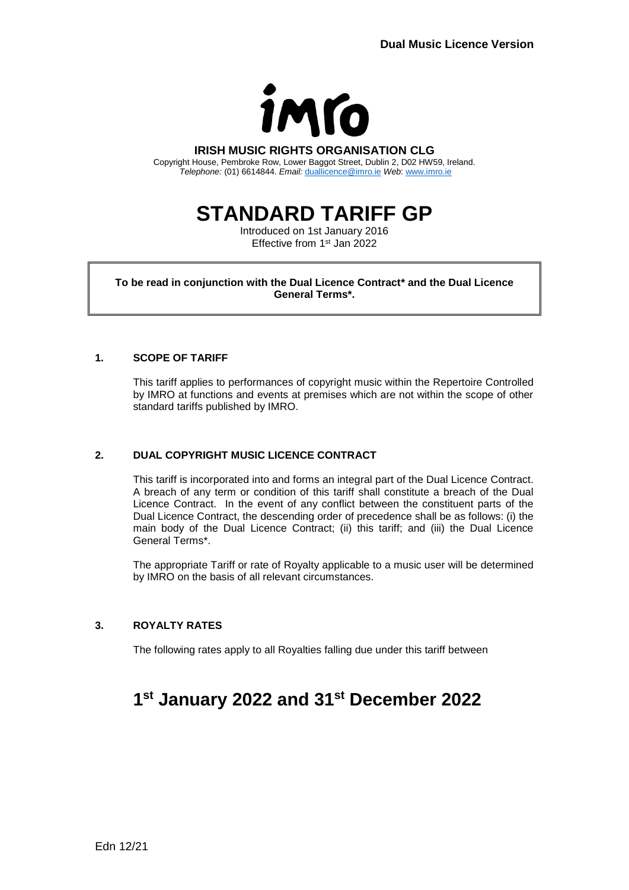**Dual Music Licence Version**

**IRISH MUSIC RIGHTS ORGANISATION CLG**

Copyright House, Pembroke Row, Lower Baggot Street, Dublin 2, D02 HW59, Ireland.
*Telephone:* (01) 6614844. *Email:* duallicence@imro.ie *Web*: www.imro.ie

# STANDARD TARIFF GP

Introduced on 1st January 2016
Effective from 1st Jan 2022

**To be read in conjunction with the Dual Licence Contract* and the Dual Licence General Terms*.**

## 1. SCOPE OF TARIFF

This tariff applies to performances of copyright music within the Repertoire Controlled by IMRO at functions and events at premises which are not within the scope of other standard tariffs published by IMRO.

## 2. DUAL COPYRIGHT MUSIC LICENCE CONTRACT

This tariff is incorporated into and forms an integral part of the Dual Licence Contract. A breach of any term or condition of this tariff shall constitute a breach of the Dual Licence Contract. In the event of any conflict between the constituent parts of the Dual Licence Contract, the descending order of precedence shall be as follows: (i) the main body of the Dual Licence Contract; (ii) this tariff; and (iii) the Dual Licence General Terms*.

The appropriate Tariff or rate of Royalty applicable to a music user will be determined by IMRO on the basis of all relevant circumstances.

## 3. ROYALTY RATES

The following rates apply to all Royalties falling due under this tariff between

# 1st January 2022 and 31st December 2022

Edn 12/21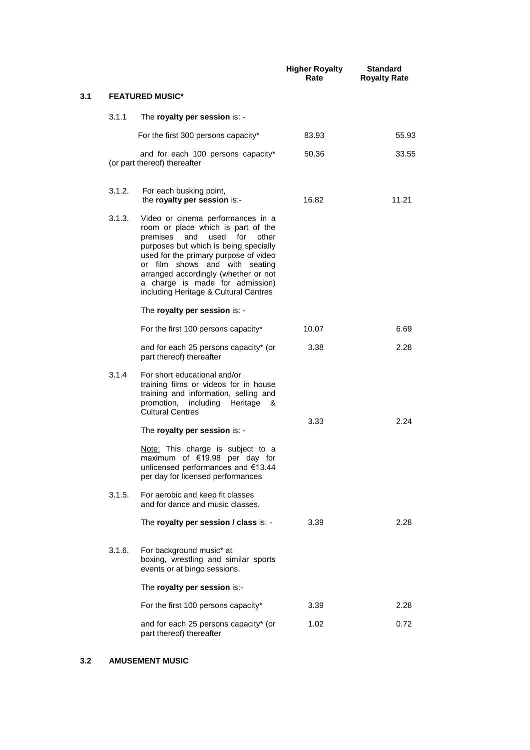| | | | Higher Royalty Rate | Standard Royalty Rate |
|---|---|---|---|---|
| **3.1** | **FEATURED MUSIC*** | | | |
| | 3.1.1 | The **royalty per session** is: - | | |
| | | For the first 300 persons capacity* | 83.93 | 55.93 |
| | | and for each 100 persons capacity* (or part thereof) thereafter | 50.36 | 33.55 |
| | 3.1.2. | For each busking point, the **royalty per session** is:- | 16.82 | 11.21 |
| | 3.1.3. | Video or cinema performances in a room or place which is part of the premises and used for other purposes but which is being specially used for the primary purpose of video or film shows and with seating arranged accordingly (whether or not a charge is made for admission) including Heritage & Cultural Centres | | |
| | | The **royalty per session** is: - | | |
| | | For the first 100 persons capacity* | 10.07 | 6.69 |
| | | and for each 25 persons capacity* (or part thereof) thereafter | 3.38 | 2.28 |
| | 3.1.4 | For short educational and/or training films or videos for in house training and information, selling and promotion, including Heritage & Cultural Centres | | |
| | | The **royalty per session** is: - | 3.33 | 2.24 |
| | | Note: This charge is subject to a maximum of €19.98 per day for unlicensed performances and €13.44 per day for licensed performances | | |
| | 3.1.5. | For aerobic and keep fit classes and for dance and music classes. | | |
| | | The **royalty per session / class** is: - | 3.39 | 2.28 |
| | 3.1.6. | For background music* at boxing, wrestling and similar sports events or at bingo sessions. | | |
| | | The **royalty per session** is:- | | |
| | | For the first 100 persons capacity* | 3.39 | 2.28 |
| | | and for each 25 persons capacity* (or part thereof) thereafter | 1.02 | 0.72 |

**3.2 AMUSEMENT MUSIC**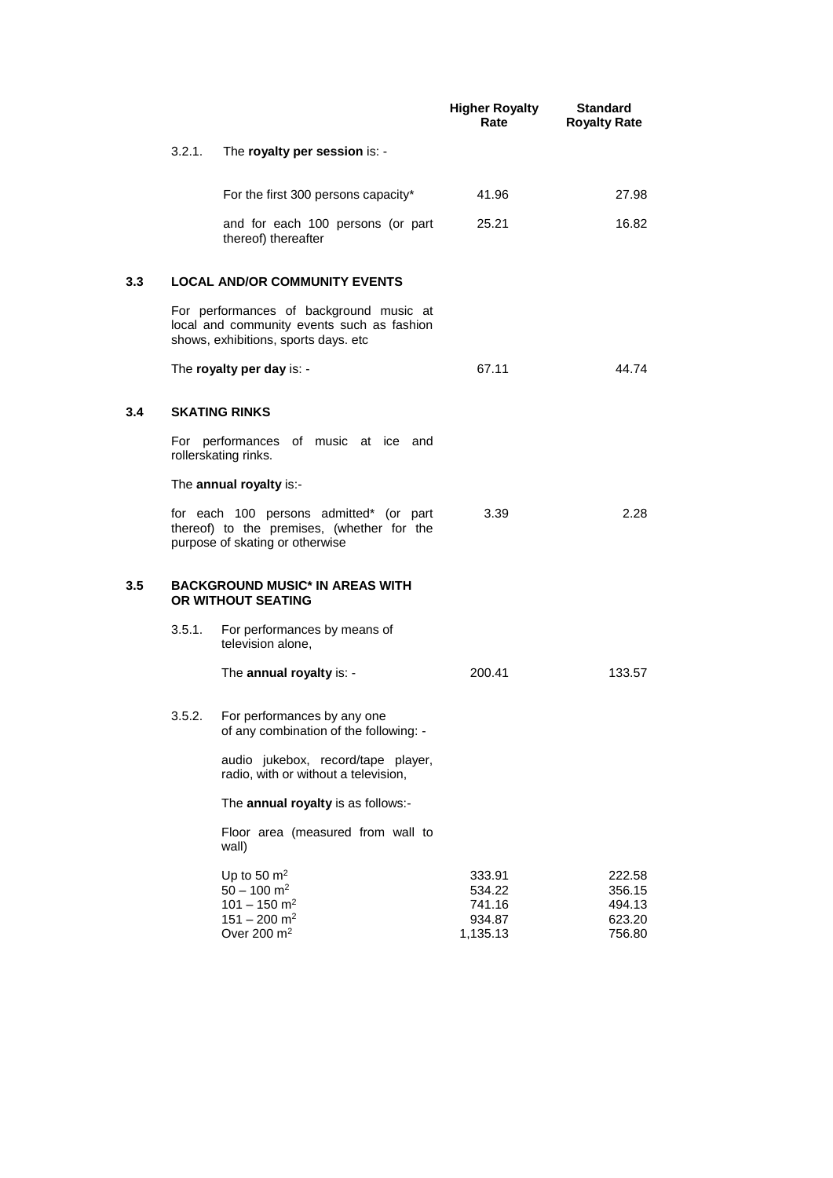| | Higher Royalty Rate | Standard Royalty Rate |
|---|---|---|
| 3.2.1. The **royalty per session** is: - | | |
| For the first 300 persons capacity* | 41.96 | 27.98 |
| and for each 100 persons (or part thereof) thereafter | 25.21 | 16.82 |

## 3.3 LOCAL AND/OR COMMUNITY EVENTS

For performances of background music at local and community events such as fashion shows, exhibitions, sports days. etc

| | Higher Royalty Rate | Standard Royalty Rate |
|---|---|---|
| The **royalty per day** is: - | 67.11 | 44.74 |

## 3.4 SKATING RINKS

For performances of music at ice and rollerskating rinks.

The **annual royalty** is:-

| | Higher Royalty Rate | Standard Royalty Rate |
|---|---|---|
| for each 100 persons admitted* (or part thereof) to the premises, (whether for the purpose of skating or otherwise | 3.39 | 2.28 |

## 3.5 BACKGROUND MUSIC* IN AREAS WITH OR WITHOUT SEATING

3.5.1. For performances by means of television alone,

| | Higher Royalty Rate | Standard Royalty Rate |
|---|---|---|
| The **annual royalty** is: - | 200.41 | 133.57 |

3.5.2. For performances by any one of any combination of the following: -

audio jukebox, record/tape player, radio, with or without a television,

The **annual royalty** is as follows:-

Floor area (measured from wall to wall)

| Floor area | Higher Royalty Rate | Standard Royalty Rate |
|---|---|---|
| Up to 50 $m^2$ | 333.91 | 222.58 |
| 50 – 100 $m^2$ | 534.22 | 356.15 |
| 101 – 150 $m^2$ | 741.16 | 494.13 |
| 151 – 200 $m^2$ | 934.87 | 623.20 |
| Over 200 $m^2$ | 1,135.13 | 756.80 |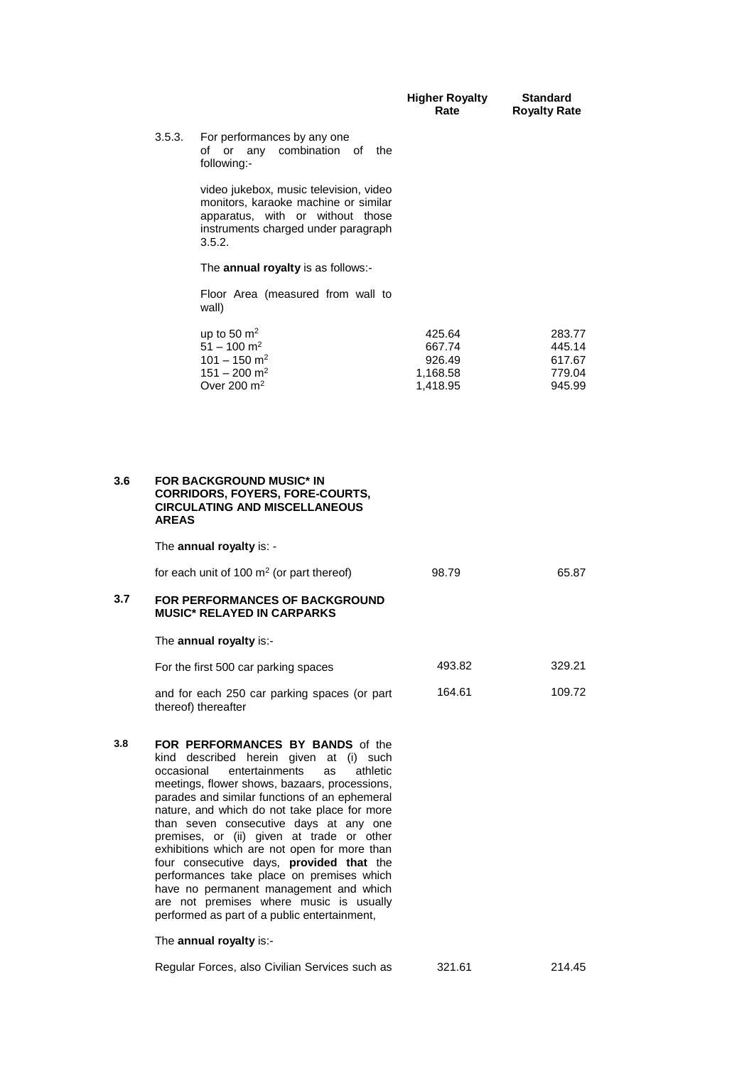| | Higher Royalty Rate | Standard Royalty Rate |
|---|---|---|
| **3.5.3.** For performances by any one of or any combination of the following:- | | |
| video jukebox, music television, video monitors, karaoke machine or similar apparatus, with or without those instruments charged under paragraph 3.5.2. | | |
| The **annual royalty** is as follows:- | | |
| Floor Area (measured from wall to wall) | | |
| up to 50 $m^2$ | 425.64 | 283.77 |
| 51 – 100 $m^2$ | 667.74 | 445.14 |
| 101 – 150 $m^2$ | 926.49 | 617.67 |
| 151 – 200 $m^2$ | 1,168.58 | 779.04 |
| Over 200 $m^2$ | 1,418.95 | 945.99 |

**3.6 FOR BACKGROUND MUSIC* IN CORRIDORS, FOYERS, FORE-COURTS, CIRCULATING AND MISCELLANEOUS AREAS**

The **annual royalty** is: -

| | Higher Royalty Rate | Standard Royalty Rate |
|---|---|---|
| for each unit of 100 $m^2$ (or part thereof) | 98.79 | 65.87 |

**3.7 FOR PERFORMANCES OF BACKGROUND MUSIC* RELAYED IN CARPARKS**

The **annual royalty** is:-

| | Higher Royalty Rate | Standard Royalty Rate |
|---|---|---|
| For the first 500 car parking spaces | 493.82 | 329.21 |
| and for each 250 car parking spaces (or part thereof) thereafter | 164.61 | 109.72 |

**3.8 FOR PERFORMANCES BY BANDS** of the kind described herein given at (i) such occasional entertainments as athletic meetings, flower shows, bazaars, processions, parades and similar functions of an ephemeral nature, and which do not take place for more than seven consecutive days at any one premises, or (ii) given at trade or other exhibitions which are not open for more than four consecutive days, **provided that** the performances take place on premises which have no permanent management and which are not premises where music is usually performed as part of a public entertainment,

The **annual royalty** is:-

| | Higher Royalty Rate | Standard Royalty Rate |
|---|---|---|
| Regular Forces, also Civilian Services such as | 321.61 | 214.45 |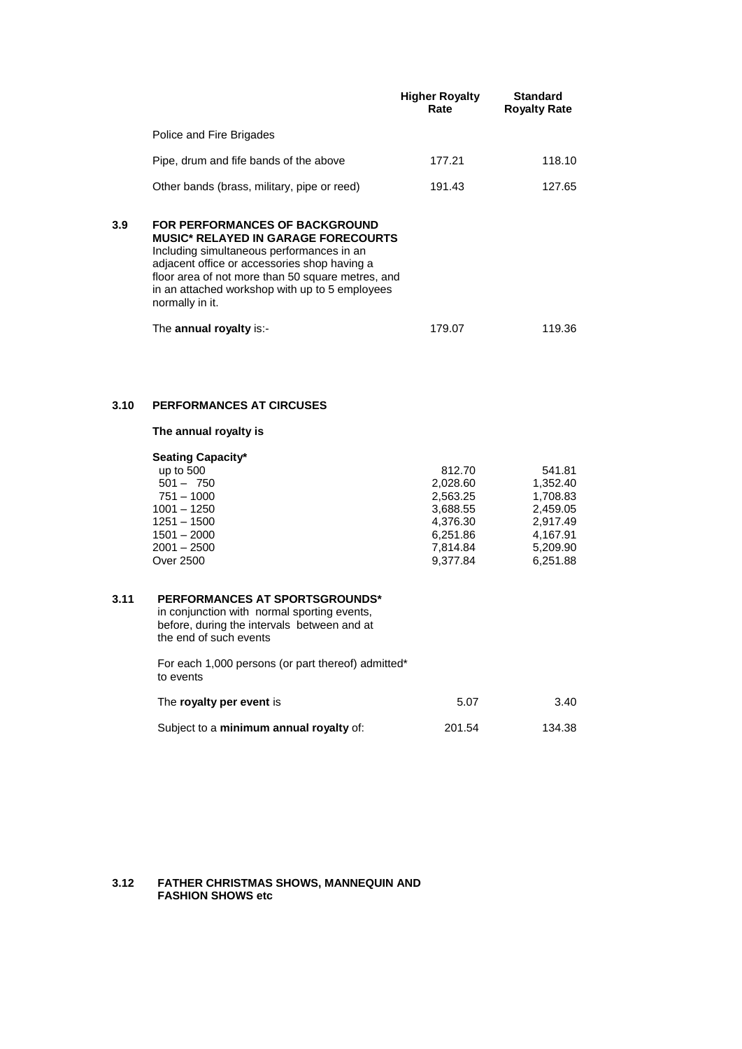| | Higher Royalty Rate | Standard Royalty Rate |
|---|---|---|
| Police and Fire Brigades | | |
| Pipe, drum and fife bands of the above | 177.21 | 118.10 |
| Other bands (brass, military, pipe or reed) | 191.43 | 127.65 |

## 3.9 FOR PERFORMANCES OF BACKGROUND MUSIC* RELAYED IN GARAGE FORECOURTS

Including simultaneous performances in an adjacent office or accessories shop having a floor area of not more than 50 square metres, and in an attached workshop with up to 5 employees normally in it.

| | Higher Royalty Rate | Standard Royalty Rate |
|---|---|---|
| The **annual royalty** is:- | 179.07 | 119.36 |

## 3.10 PERFORMANCES AT CIRCUSES

**The annual royalty is**

| **Seating Capacity*** | Higher Royalty Rate | Standard Royalty Rate |
|---|---|---|
| up to 500 | 812.70 | 541.81 |
| 501 – 750 | 2,028.60 | 1,352.40 |
| 751 – 1000 | 2,563.25 | 1,708.83 |
| 1001 – 1250 | 3,688.55 | 2,459.05 |
| 1251 – 1500 | 4,376.30 | 2,917.49 |
| 1501 – 2000 | 6,251.86 | 4,167.91 |
| 2001 – 2500 | 7,814.84 | 5,209.90 |
| Over 2500 | 9,377.84 | 6,251.88 |

## 3.11 PERFORMANCES AT SPORTSGROUNDS*

in conjunction with normal sporting events, before, during the intervals between and at the end of such events

For each 1,000 persons (or part thereof) admitted* to events

| | Higher Royalty Rate | Standard Royalty Rate |
|---|---|---|
| The **royalty per event** is | 5.07 | 3.40 |
| Subject to a **minimum annual royalty** of: | 201.54 | 134.38 |

## 3.12 FATHER CHRISTMAS SHOWS, MANNEQUIN AND FASHION SHOWS etc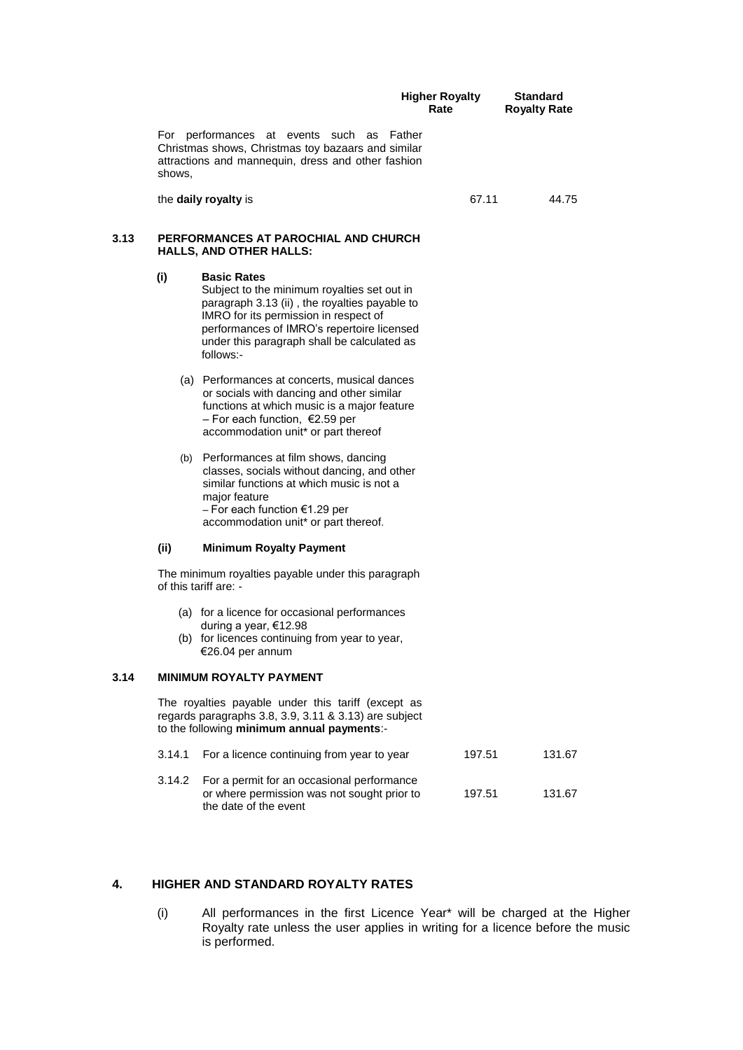| | Higher Royalty Rate | Standard Royalty Rate |
|---|---|---|
| For performances at events such as Father Christmas shows, Christmas toy bazaars and similar attractions and mannequin, dress and other fashion shows, | | |
| the **daily royalty** is | 67.11 | 44.75 |

**3.13 PERFORMANCES AT PAROCHIAL AND CHURCH HALLS, AND OTHER HALLS:**

**(i) Basic Rates**

Subject to the minimum royalties set out in paragraph 3.13 (ii) , the royalties payable to IMRO for its permission in respect of performances of IMRO's repertoire licensed under this paragraph shall be calculated as follows:-

(a) Performances at concerts, musical dances or socials with dancing and other similar functions at which music is a major feature – For each function, €2.59 per accommodation unit* or part thereof

(b) Performances at film shows, dancing classes, socials without dancing, and other similar functions at which music is not a major feature – For each function €1.29 per accommodation unit* or part thereof.

**(ii) Minimum Royalty Payment**

The minimum royalties payable under this paragraph of this tariff are: -

(a) for a licence for occasional performances during a year, €12.98

(b) for licences continuing from year to year, €26.04 per annum

**3.14 MINIMUM ROYALTY PAYMENT**

The royalties payable under this tariff (except as regards paragraphs 3.8, 3.9, 3.11 & 3.13) are subject to the following **minimum annual payments**:-

| | | Higher Royalty Rate | Standard Royalty Rate |
|---|---|---|---|
| 3.14.1 | For a licence continuing from year to year | 197.51 | 131.67 |
| 3.14.2 | For a permit for an occasional performance or where permission was not sought prior to the date of the event | 197.51 | 131.67 |

## 4. HIGHER AND STANDARD ROYALTY RATES

(i) All performances in the first Licence Year* will be charged at the Higher Royalty rate unless the user applies in writing for a licence before the music is performed.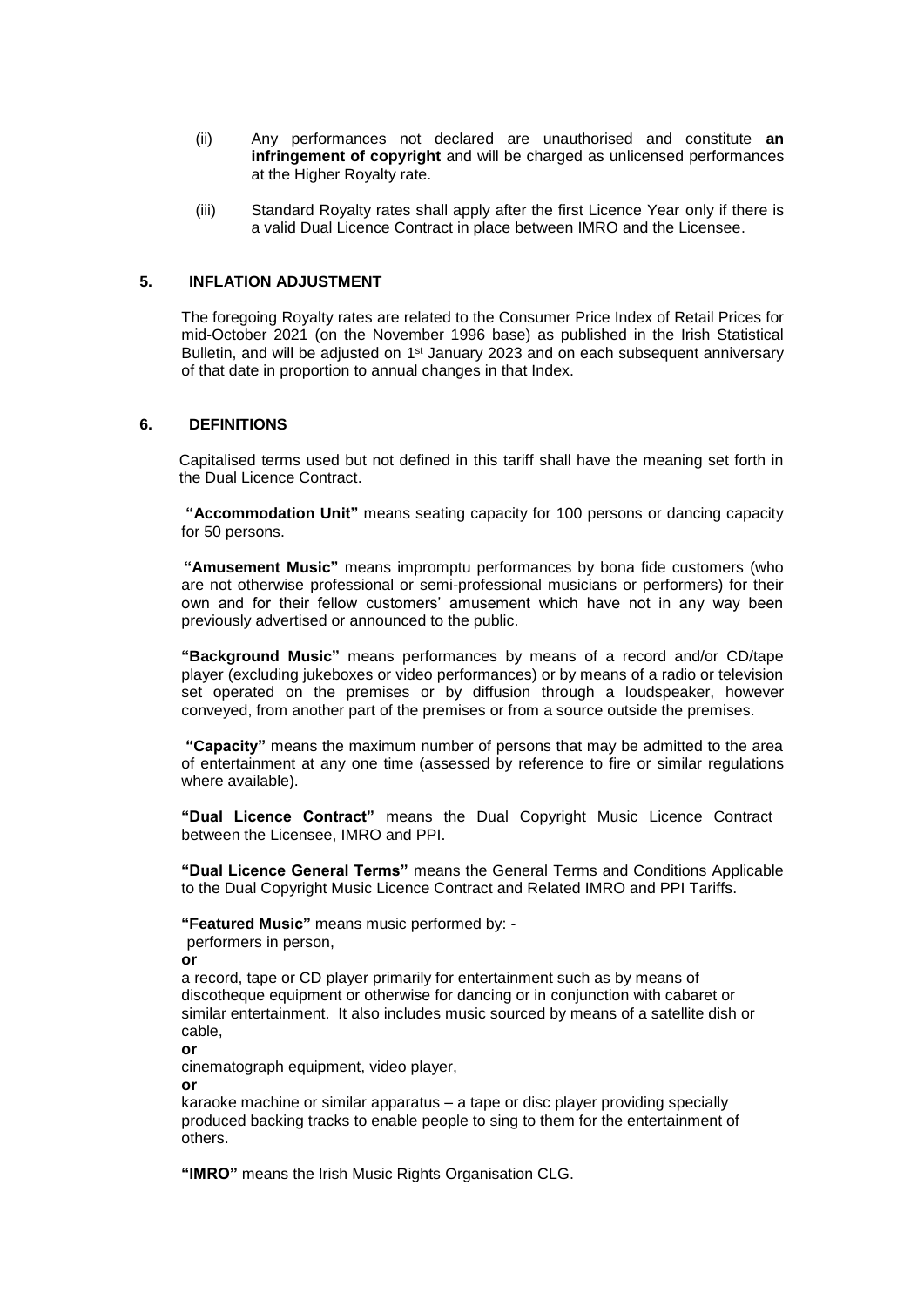(ii) Any performances not declared are unauthorised and constitute **an infringement of copyright** and will be charged as unlicensed performances at the Higher Royalty rate.

(iii) Standard Royalty rates shall apply after the first Licence Year only if there is a valid Dual Licence Contract in place between IMRO and the Licensee.

## 5. INFLATION ADJUSTMENT

The foregoing Royalty rates are related to the Consumer Price Index of Retail Prices for mid-October 2021 (on the November 1996 base) as published in the Irish Statistical Bulletin, and will be adjusted on 1st January 2023 and on each subsequent anniversary of that date in proportion to annual changes in that Index.

## 6. DEFINITIONS

Capitalised terms used but not defined in this tariff shall have the meaning set forth in the Dual Licence Contract.

**"Accommodation Unit"** means seating capacity for 100 persons or dancing capacity for 50 persons.

**"Amusement Music"** means impromptu performances by bona fide customers (who are not otherwise professional or semi-professional musicians or performers) for their own and for their fellow customers' amusement which have not in any way been previously advertised or announced to the public.

**"Background Music"** means performances by means of a record and/or CD/tape player (excluding jukeboxes or video performances) or by means of a radio or television set operated on the premises or by diffusion through a loudspeaker, however conveyed, from another part of the premises or from a source outside the premises.

**"Capacity"** means the maximum number of persons that may be admitted to the area of entertainment at any one time (assessed by reference to fire or similar regulations where available).

**"Dual Licence Contract"** means the Dual Copyright Music Licence Contract between the Licensee, IMRO and PPI.

**"Dual Licence General Terms"** means the General Terms and Conditions Applicable to the Dual Copyright Music Licence Contract and Related IMRO and PPI Tariffs.

**"Featured Music"** means music performed by: -

performers in person,

**or**

a record, tape or CD player primarily for entertainment such as by means of discotheque equipment or otherwise for dancing or in conjunction with cabaret or similar entertainment. It also includes music sourced by means of a satellite dish or cable,

**or**

cinematograph equipment, video player,

**or**

karaoke machine or similar apparatus – a tape or disc player providing specially produced backing tracks to enable people to sing to them for the entertainment of others.

**"IMRO"** means the Irish Music Rights Organisation CLG.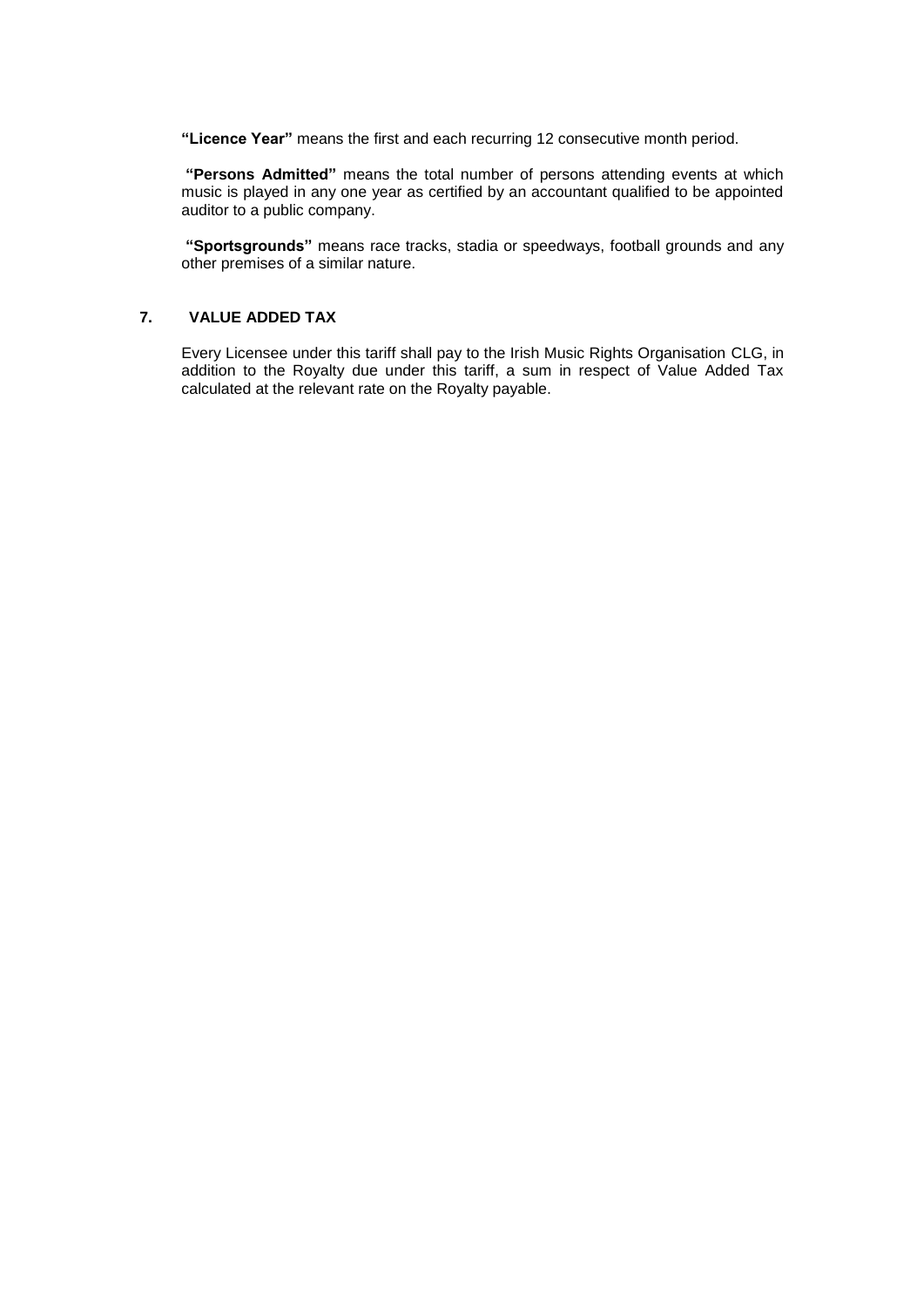**"Licence Year"** means the first and each recurring 12 consecutive month period.

**"Persons Admitted"** means the total number of persons attending events at which music is played in any one year as certified by an accountant qualified to be appointed auditor to a public company.

**"Sportsgrounds"** means race tracks, stadia or speedways, football grounds and any other premises of a similar nature.

## 7. VALUE ADDED TAX

Every Licensee under this tariff shall pay to the Irish Music Rights Organisation CLG, in addition to the Royalty due under this tariff, a sum in respect of Value Added Tax calculated at the relevant rate on the Royalty payable.